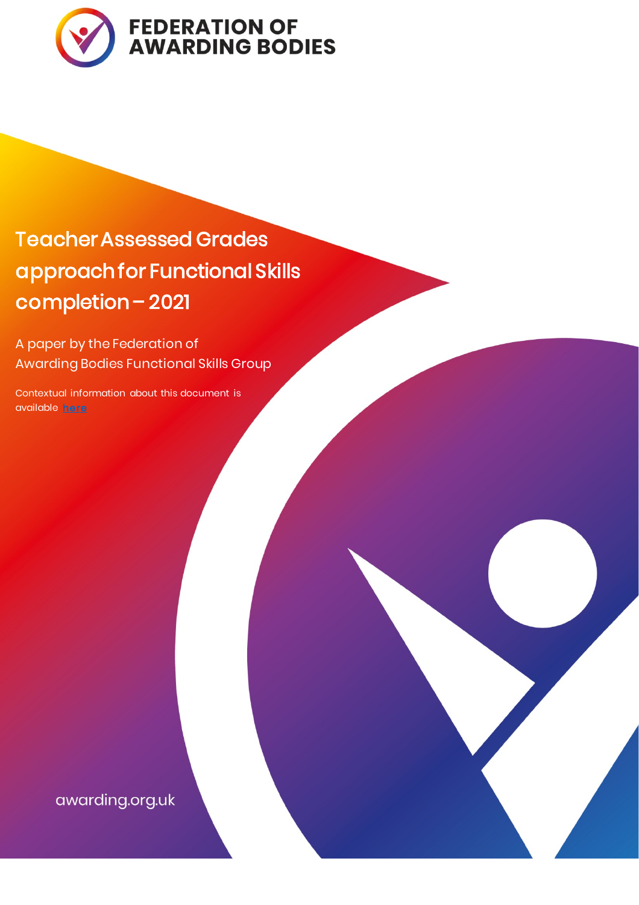FEDERATION OF AWARDING BODIES

# Teacher Assessed Grades approach for Functional Skills completion – 2021

A paper by the Federation of Awarding Bodies Functional Skills Group

Contextual information about this document is available here

awarding.org.uk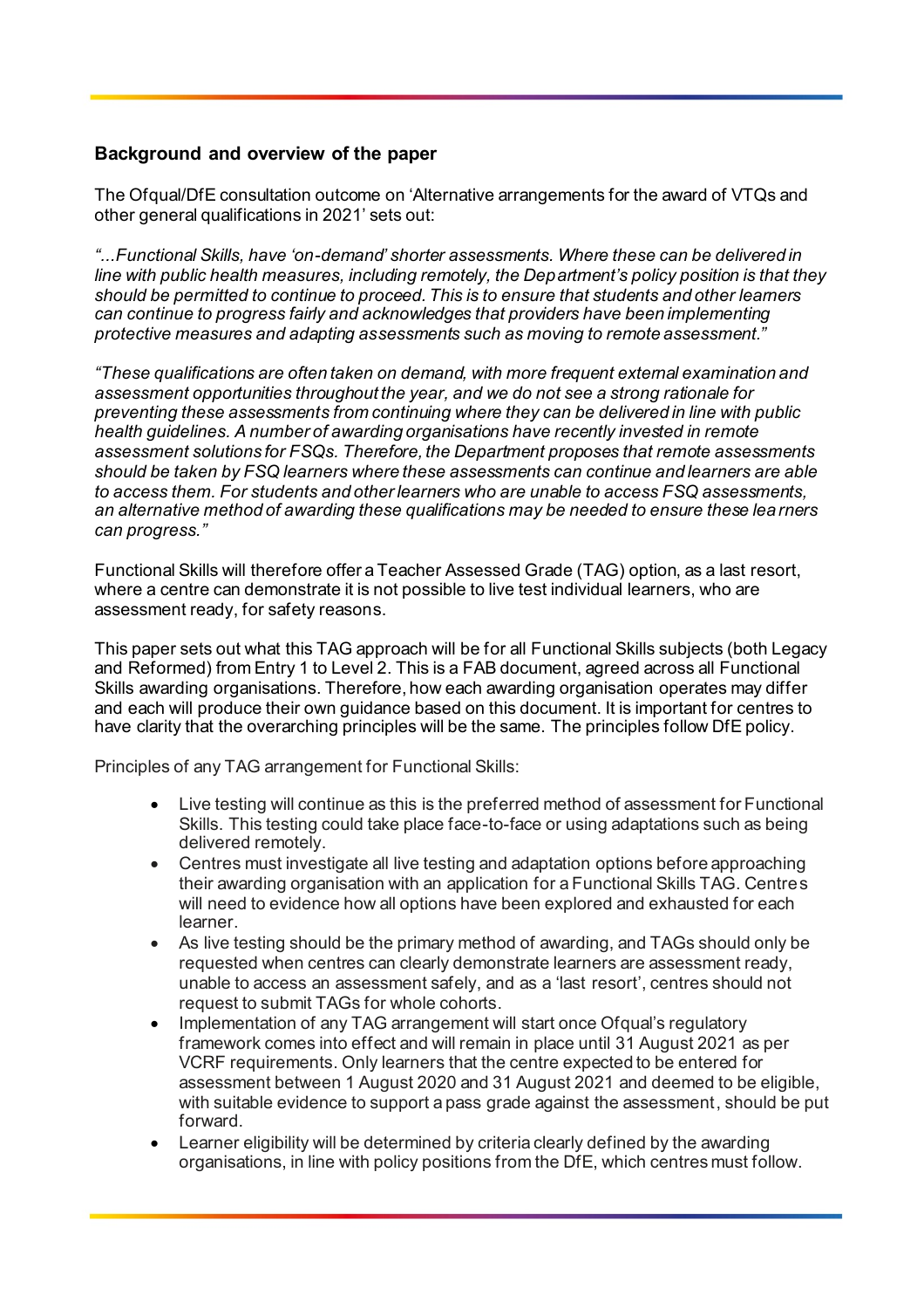### Background and overview of the paper

The Ofqual/DfE consultation outcome on 'Alternative arrangements for the award of VTQs and other general qualifications in 2021' sets out:

*"...Functional Skills, have 'on-demand' shorter assessments. Where these can be delivered in line with public health measures, including remotely, the Department's policy position is that they should be permitted to continue to proceed. This is to ensure that students and other learners can continue to progress fairly and acknowledges that providers have been implementing protective measures and adapting assessments such as moving to remote assessment."*

*"These qualifications are often taken on demand, with more frequent external examination and assessment opportunities throughout the year, and we do not see a strong rationale for preventing these assessments from continuing where they can be delivered in line with public health guidelines. A number of awarding organisations have recently invested in remote assessment solutions for FSQs. Therefore, the Department proposes that remote assessments should be taken by FSQ learners where these assessments can continue and learners are able to access them. For students and other learners who are unable to access FSQ assessments, an alternative method of awarding these qualifications may be needed to ensure these learners can progress."*

Functional Skills will therefore offer a Teacher Assessed Grade (TAG) option, as a last resort, where a centre can demonstrate it is not possible to live test individual learners, who are assessment ready, for safety reasons.

This paper sets out what this TAG approach will be for all Functional Skills subjects (both Legacy and Reformed) from Entry 1 to Level 2. This is a FAB document, agreed across all Functional Skills awarding organisations. Therefore, how each awarding organisation operates may differ and each will produce their own guidance based on this document. It is important for centres to have clarity that the overarching principles will be the same. The principles follow DfE policy.

Principles of any TAG arrangement for Functional Skills:

- Live testing will continue as this is the preferred method of assessment for Functional Skills. This testing could take place face-to-face or using adaptations such as being delivered remotely.
- Centres must investigate all live testing and adaptation options before approaching their awarding organisation with an application for a Functional Skills TAG. Centres will need to evidence how all options have been explored and exhausted for each learner.
- As live testing should be the primary method of awarding, and TAGs should only be requested when centres can clearly demonstrate learners are assessment ready, unable to access an assessment safely, and as a 'last resort', centres should not request to submit TAGs for whole cohorts.
- Implementation of any TAG arrangement will start once Ofqual's regulatory framework comes into effect and will remain in place until 31 August 2021 as per VCRF requirements. Only learners that the centre expected to be entered for assessment between 1 August 2020 and 31 August 2021 and deemed to be eligible, with suitable evidence to support a pass grade against the assessment, should be put forward.
- Learner eligibility will be determined by criteria clearly defined by the awarding organisations, in line with policy positions from the DfE, which centres must follow.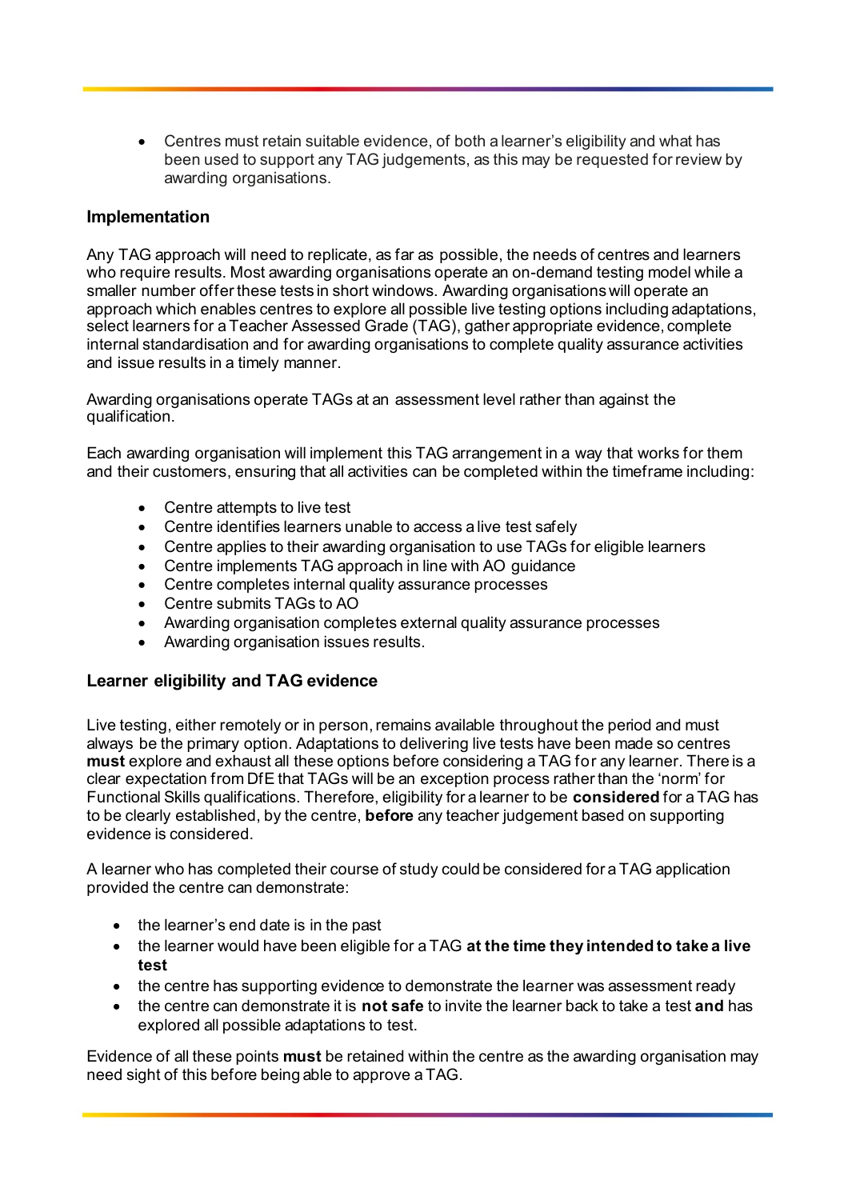- Centres must retain suitable evidence, of both a learner's eligibility and what has been used to support any TAG judgements, as this may be requested for review by awarding organisations.

### Implementation

Any TAG approach will need to replicate, as far as possible, the needs of centres and learners who require results. Most awarding organisations operate an on-demand testing model while a smaller number offer these tests in short windows. Awarding organisations will operate an approach which enables centres to explore all possible live testing options including adaptations, select learners for a Teacher Assessed Grade (TAG), gather appropriate evidence, complete internal standardisation and for awarding organisations to complete quality assurance activities and issue results in a timely manner.

Awarding organisations operate TAGs at an assessment level rather than against the qualification.

Each awarding organisation will implement this TAG arrangement in a way that works for them and their customers, ensuring that all activities can be completed within the timeframe including:

- Centre attempts to live test
- Centre identifies learners unable to access a live test safely
- Centre applies to their awarding organisation to use TAGs for eligible learners
- Centre implements TAG approach in line with AO guidance
- Centre completes internal quality assurance processes
- Centre submits TAGs to AO
- Awarding organisation completes external quality assurance processes
- Awarding organisation issues results.

### Learner eligibility and TAG evidence

Live testing, either remotely or in person, remains available throughout the period and must always be the primary option. Adaptations to delivering live tests have been made so centres **must** explore and exhaust all these options before considering a TAG for any learner. There is a clear expectation from DfE that TAGs will be an exception process rather than the 'norm' for Functional Skills qualifications. Therefore, eligibility for a learner to be **considered** for a TAG has to be clearly established, by the centre, **before** any teacher judgement based on supporting evidence is considered.

A learner who has completed their course of study could be considered for a TAG application provided the centre can demonstrate:

- the learner's end date is in the past
- the learner would have been eligible for a TAG **at the time they intended to take a live test**
- the centre has supporting evidence to demonstrate the learner was assessment ready
- the centre can demonstrate it is **not safe** to invite the learner back to take a test **and** has explored all possible adaptations to test.

Evidence of all these points **must** be retained within the centre as the awarding organisation may need sight of this before being able to approve a TAG.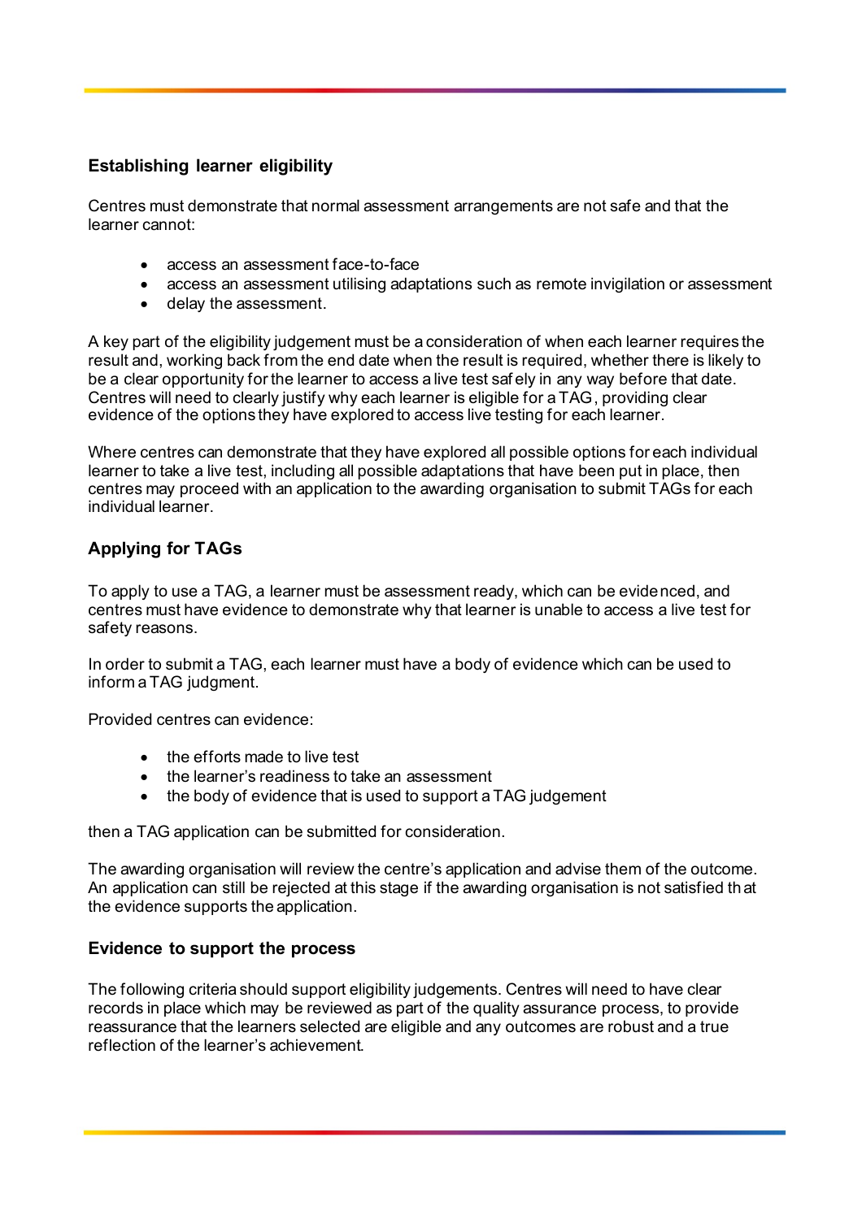### Establishing learner eligibility

Centres must demonstrate that normal assessment arrangements are not safe and that the learner cannot:

- access an assessment face-to-face
- access an assessment utilising adaptations such as remote invigilation or assessment
- delay the assessment.

A key part of the eligibility judgement must be a consideration of when each learner requires the result and, working back from the end date when the result is required, whether there is likely to be a clear opportunity for the learner to access a live test safely in any way before that date. Centres will need to clearly justify why each learner is eligible for a TAG, providing clear evidence of the options they have explored to access live testing for each learner.

Where centres can demonstrate that they have explored all possible options for each individual learner to take a live test, including all possible adaptations that have been put in place, then centres may proceed with an application to the awarding organisation to submit TAGs for each individual learner.

### Applying for TAGs

To apply to use a TAG, a learner must be assessment ready, which can be evidenced, and centres must have evidence to demonstrate why that learner is unable to access a live test for safety reasons.

In order to submit a TAG, each learner must have a body of evidence which can be used to inform a TAG judgment.

Provided centres can evidence:

- the efforts made to live test
- the learner's readiness to take an assessment
- the body of evidence that is used to support a TAG judgement

then a TAG application can be submitted for consideration.

The awarding organisation will review the centre's application and advise them of the outcome. An application can still be rejected at this stage if the awarding organisation is not satisfied that the evidence supports the application.

### Evidence to support the process

The following criteria should support eligibility judgements. Centres will need to have clear records in place which may be reviewed as part of the quality assurance process, to provide reassurance that the learners selected are eligible and any outcomes are robust and a true reflection of the learner's achievement.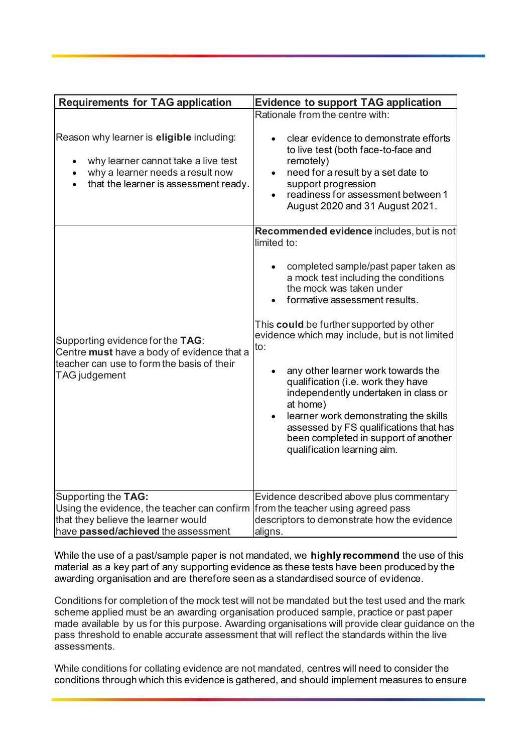| Requirements for TAG application | Evidence to support TAG application |
|---|---|
| Reason why learner is **eligible** including:<br>• why learner cannot take a live test<br>• why a learner needs a result now<br>• that the learner is assessment ready. | Rationale from the centre with:<br>• clear evidence to demonstrate efforts to live test (both face-to-face and remotely)<br>• need for a result by a set date to support progression<br>• readiness for assessment between 1 August 2020 and 31 August 2021. |
| Supporting evidence for the **TAG**:<br>Centre **must** have a body of evidence that a teacher can use to form the basis of their TAG judgement | **Recommended evidence** includes, but is not limited to:<br>• completed sample/past paper taken as a mock test including the conditions the mock was taken under<br>• formative assessment results.<br><br>This **could** be further supported by other evidence which may include, but is not limited to:<br>• any other learner work towards the qualification (i.e. work they have independently undertaken in class or at home)<br>• learner work demonstrating the skills assessed by FS qualifications that has been completed in support of another qualification learning aim. |
| Supporting the **TAG:**<br>Using the evidence, the teacher can confirm that they believe the learner would have **passed/achieved** the assessment | Evidence described above plus commentary from the teacher using agreed pass descriptors to demonstrate how the evidence aligns. |

While the use of a past/sample paper is not mandated, we **highly recommend** the use of this material as a key part of any supporting evidence as these tests have been produced by the awarding organisation and are therefore seen as a standardised source of evidence.

Conditions for completion of the mock test will not be mandated but the test used and the mark scheme applied must be an awarding organisation produced sample, practice or past paper made available by us for this purpose. Awarding organisations will provide clear guidance on the pass threshold to enable accurate assessment that will reflect the standards within the live assessments.

While conditions for collating evidence are not mandated, centres will need to consider the conditions through which this evidence is gathered, and should implement measures to ensure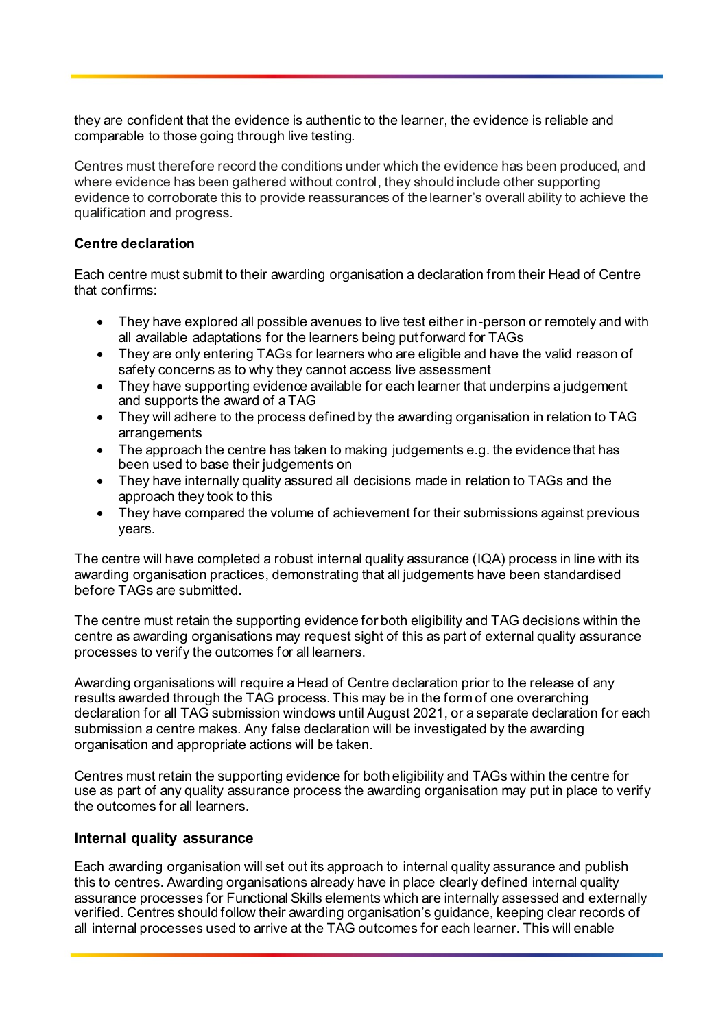they are confident that the evidence is authentic to the learner, the evidence is reliable and comparable to those going through live testing.

Centres must therefore record the conditions under which the evidence has been produced, and where evidence has been gathered without control, they should include other supporting evidence to corroborate this to provide reassurances of the learner's overall ability to achieve the qualification and progress.

**Centre declaration**

Each centre must submit to their awarding organisation a declaration from their Head of Centre that confirms:

- They have explored all possible avenues to live test either in-person or remotely and with all available adaptations for the learners being put forward for TAGs
- They are only entering TAGs for learners who are eligible and have the valid reason of safety concerns as to why they cannot access live assessment
- They have supporting evidence available for each learner that underpins a judgement and supports the award of a TAG
- They will adhere to the process defined by the awarding organisation in relation to TAG arrangements
- The approach the centre has taken to making judgements e.g. the evidence that has been used to base their judgements on
- They have internally quality assured all decisions made in relation to TAGs and the approach they took to this
- They have compared the volume of achievement for their submissions against previous years.

The centre will have completed a robust internal quality assurance (IQA) process in line with its awarding organisation practices, demonstrating that all judgements have been standardised before TAGs are submitted.

The centre must retain the supporting evidence for both eligibility and TAG decisions within the centre as awarding organisations may request sight of this as part of external quality assurance processes to verify the outcomes for all learners.

Awarding organisations will require a Head of Centre declaration prior to the release of any results awarded through the TAG process. This may be in the form of one overarching declaration for all TAG submission windows until August 2021, or a separate declaration for each submission a centre makes. Any false declaration will be investigated by the awarding organisation and appropriate actions will be taken.

Centres must retain the supporting evidence for both eligibility and TAGs within the centre for use as part of any quality assurance process the awarding organisation may put in place to verify the outcomes for all learners.

**Internal quality assurance**

Each awarding organisation will set out its approach to internal quality assurance and publish this to centres. Awarding organisations already have in place clearly defined internal quality assurance processes for Functional Skills elements which are internally assessed and externally verified. Centres should follow their awarding organisation's guidance, keeping clear records of all internal processes used to arrive at the TAG outcomes for each learner. This will enable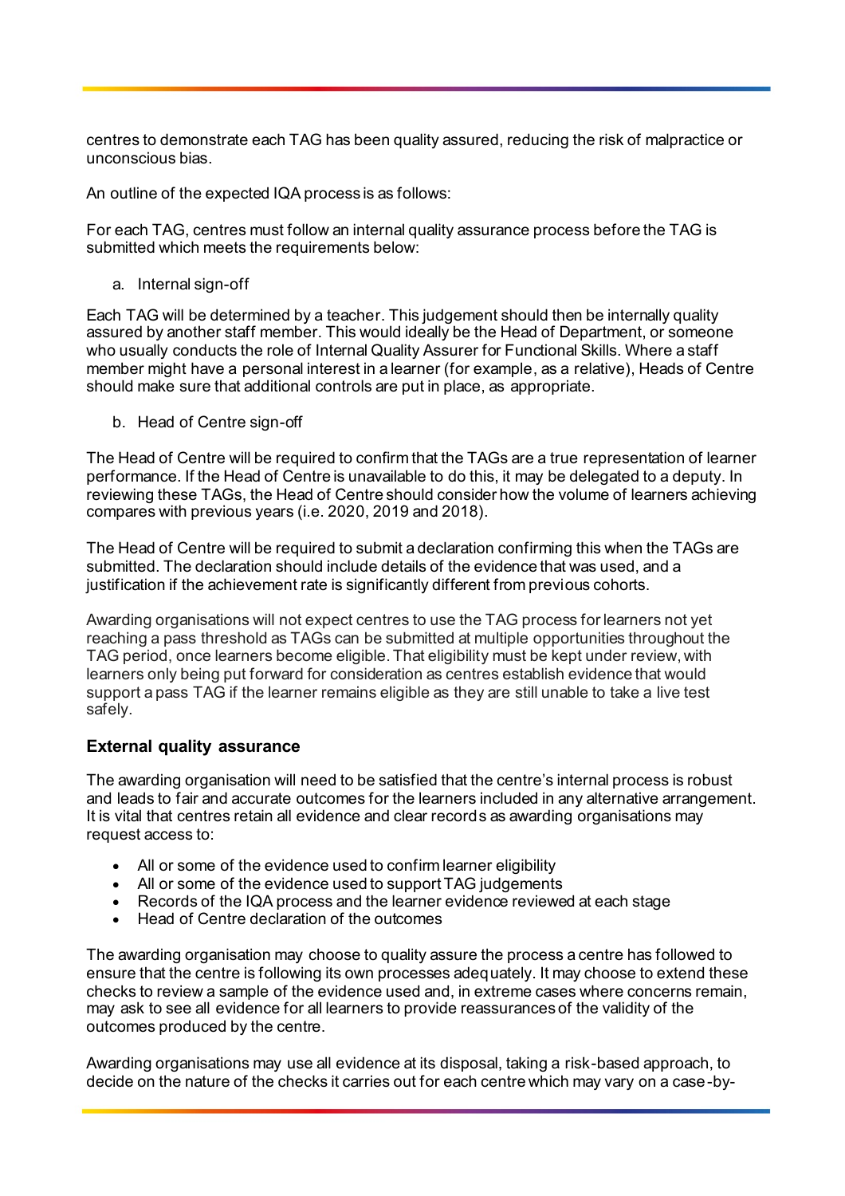centres to demonstrate each TAG has been quality assured, reducing the risk of malpractice or unconscious bias.

An outline of the expected IQA process is as follows:

For each TAG, centres must follow an internal quality assurance process before the TAG is submitted which meets the requirements below:

a. Internal sign-off

Each TAG will be determined by a teacher. This judgement should then be internally quality assured by another staff member. This would ideally be the Head of Department, or someone who usually conducts the role of Internal Quality Assurer for Functional Skills. Where a staff member might have a personal interest in a learner (for example, as a relative), Heads of Centre should make sure that additional controls are put in place, as appropriate.

b. Head of Centre sign-off

The Head of Centre will be required to confirm that the TAGs are a true representation of learner performance. If the Head of Centre is unavailable to do this, it may be delegated to a deputy. In reviewing these TAGs, the Head of Centre should consider how the volume of learners achieving compares with previous years (i.e. 2020, 2019 and 2018).

The Head of Centre will be required to submit a declaration confirming this when the TAGs are submitted. The declaration should include details of the evidence that was used, and a justification if the achievement rate is significantly different from previous cohorts.

Awarding organisations will not expect centres to use the TAG process for learners not yet reaching a pass threshold as TAGs can be submitted at multiple opportunities throughout the TAG period, once learners become eligible. That eligibility must be kept under review, with learners only being put forward for consideration as centres establish evidence that would support a pass TAG if the learner remains eligible as they are still unable to take a live test safely.

### External quality assurance

The awarding organisation will need to be satisfied that the centre's internal process is robust and leads to fair and accurate outcomes for the learners included in any alternative arrangement. It is vital that centres retain all evidence and clear records as awarding organisations may request access to:

- All or some of the evidence used to confirm learner eligibility
- All or some of the evidence used to support TAG judgements
- Records of the IQA process and the learner evidence reviewed at each stage
- Head of Centre declaration of the outcomes

The awarding organisation may choose to quality assure the process a centre has followed to ensure that the centre is following its own processes adequately. It may choose to extend these checks to review a sample of the evidence used and, in extreme cases where concerns remain, may ask to see all evidence for all learners to provide reassurances of the validity of the outcomes produced by the centre.

Awarding organisations may use all evidence at its disposal, taking a risk-based approach, to decide on the nature of the checks it carries out for each centre which may vary on a case-by-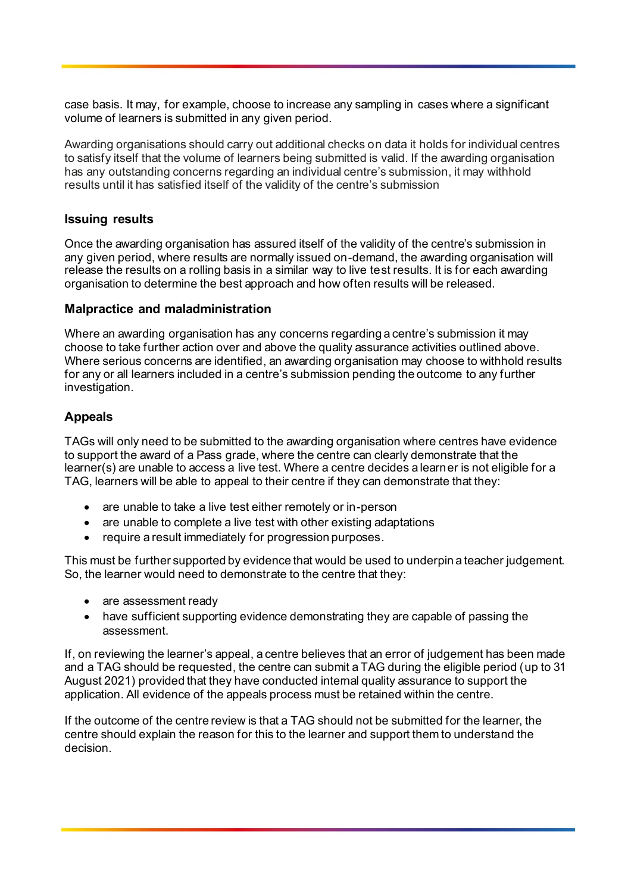case basis. It may, for example, choose to increase any sampling in cases where a significant volume of learners is submitted in any given period.

Awarding organisations should carry out additional checks on data it holds for individual centres to satisfy itself that the volume of learners being submitted is valid. If the awarding organisation has any outstanding concerns regarding an individual centre's submission, it may withhold results until it has satisfied itself of the validity of the centre's submission

### Issuing results

Once the awarding organisation has assured itself of the validity of the centre's submission in any given period, where results are normally issued on-demand, the awarding organisation will release the results on a rolling basis in a similar way to live test results. It is for each awarding organisation to determine the best approach and how often results will be released.

### Malpractice and maladministration

Where an awarding organisation has any concerns regarding a centre's submission it may choose to take further action over and above the quality assurance activities outlined above. Where serious concerns are identified, an awarding organisation may choose to withhold results for any or all learners included in a centre's submission pending the outcome to any further investigation.

### Appeals

TAGs will only need to be submitted to the awarding organisation where centres have evidence to support the award of a Pass grade, where the centre can clearly demonstrate that the learner(s) are unable to access a live test. Where a centre decides a learner is not eligible for a TAG, learners will be able to appeal to their centre if they can demonstrate that they:

- are unable to take a live test either remotely or in-person
- are unable to complete a live test with other existing adaptations
- require a result immediately for progression purposes.

This must be further supported by evidence that would be used to underpin a teacher judgement. So, the learner would need to demonstrate to the centre that they:

- are assessment ready
- have sufficient supporting evidence demonstrating they are capable of passing the assessment.

If, on reviewing the learner's appeal, a centre believes that an error of judgement has been made and a TAG should be requested, the centre can submit a TAG during the eligible period (up to 31 August 2021) provided that they have conducted internal quality assurance to support the application. All evidence of the appeals process must be retained within the centre.

If the outcome of the centre review is that a TAG should not be submitted for the learner, the centre should explain the reason for this to the learner and support them to understand the decision.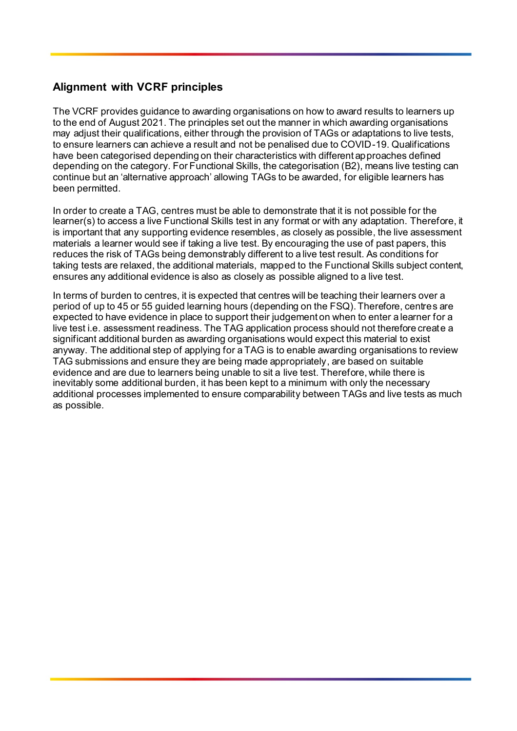## Alignment with VCRF principles

The VCRF provides guidance to awarding organisations on how to award results to learners up to the end of August 2021. The principles set out the manner in which awarding organisations may adjust their qualifications, either through the provision of TAGs or adaptations to live tests, to ensure learners can achieve a result and not be penalised due to COVID-19. Qualifications have been categorised depending on their characteristics with different approaches defined depending on the category. For Functional Skills, the categorisation (B2), means live testing can continue but an 'alternative approach' allowing TAGs to be awarded, for eligible learners has been permitted.

In order to create a TAG, centres must be able to demonstrate that it is not possible for the learner(s) to access a live Functional Skills test in any format or with any adaptation. Therefore, it is important that any supporting evidence resembles, as closely as possible, the live assessment materials a learner would see if taking a live test. By encouraging the use of past papers, this reduces the risk of TAGs being demonstrably different to a live test result. As conditions for taking tests are relaxed, the additional materials, mapped to the Functional Skills subject content, ensures any additional evidence is also as closely as possible aligned to a live test.

In terms of burden to centres, it is expected that centres will be teaching their learners over a period of up to 45 or 55 guided learning hours (depending on the FSQ). Therefore, centres are expected to have evidence in place to support their judgement on when to enter a learner for a live test i.e. assessment readiness. The TAG application process should not therefore create a significant additional burden as awarding organisations would expect this material to exist anyway. The additional step of applying for a TAG is to enable awarding organisations to review TAG submissions and ensure they are being made appropriately, are based on suitable evidence and are due to learners being unable to sit a live test. Therefore, while there is inevitably some additional burden, it has been kept to a minimum with only the necessary additional processes implemented to ensure comparability between TAGs and live tests as much as possible.